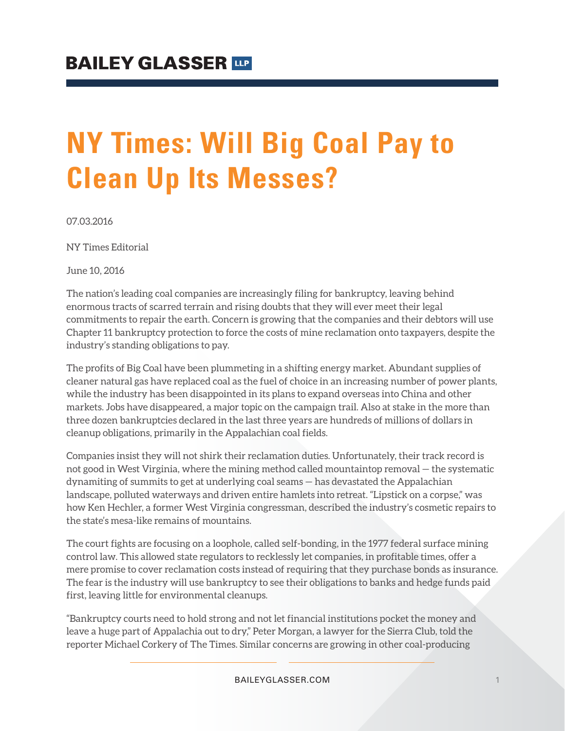# NY Times: Will Big Coal Pay to Clean Up Its Messes?

07.03.2016

NY Times Editorial

June 10, 2016

The nation's leading coal companies are increasingly filing for bankruptcy, leaving behind enormous tracts of scarred terrain and rising doubts that they will ever meet their legal commitments to repair the earth. Concern is growing that the companies and their debtors will use Chapter 11 bankruptcy protection to force the costs of mine reclamation onto taxpayers, despite the industry's standing obligations to pay.

The profits of Big Coal have been plummeting in a shifting energy market. Abundant supplies of cleaner natural gas have replaced coal as the fuel of choice in an increasing number of power plants, while the industry has been disappointed in its plans to expand overseas into China and other markets. Jobs have disappeared, a major topic on the campaign trail. Also at stake in the more than three dozen bankruptcies declared in the last three years are hundreds of millions of dollars in cleanup obligations, primarily in the Appalachian coal fields.

Companies insist they will not shirk their reclamation duties. Unfortunately, their track record is not good in West Virginia, where the mining method called mountaintop removal — the systematic dynamiting of summits to get at underlying coal seams — has devastated the Appalachian landscape, polluted waterways and driven entire hamlets into retreat. "Lipstick on a corpse," was how Ken Hechler, a former West Virginia congressman, described the industry's cosmetic repairs to the state's mesa-like remains of mountains.

The court fights are focusing on a loophole, called self-bonding, in the 1977 federal surface mining control law. This allowed state regulators to recklessly let companies, in profitable times, offer a mere promise to cover reclamation costs instead of requiring that they purchase bonds as insurance. The fear is the industry will use bankruptcy to see their obligations to banks and hedge funds paid first, leaving little for environmental cleanups.

"Bankruptcy courts need to hold strong and not let financial institutions pocket the money and leave a huge part of Appalachia out to dry," Peter Morgan, a lawyer for the Sierra Club, told the reporter Michael Corkery of The Times. Similar concerns are growing in other coal-producing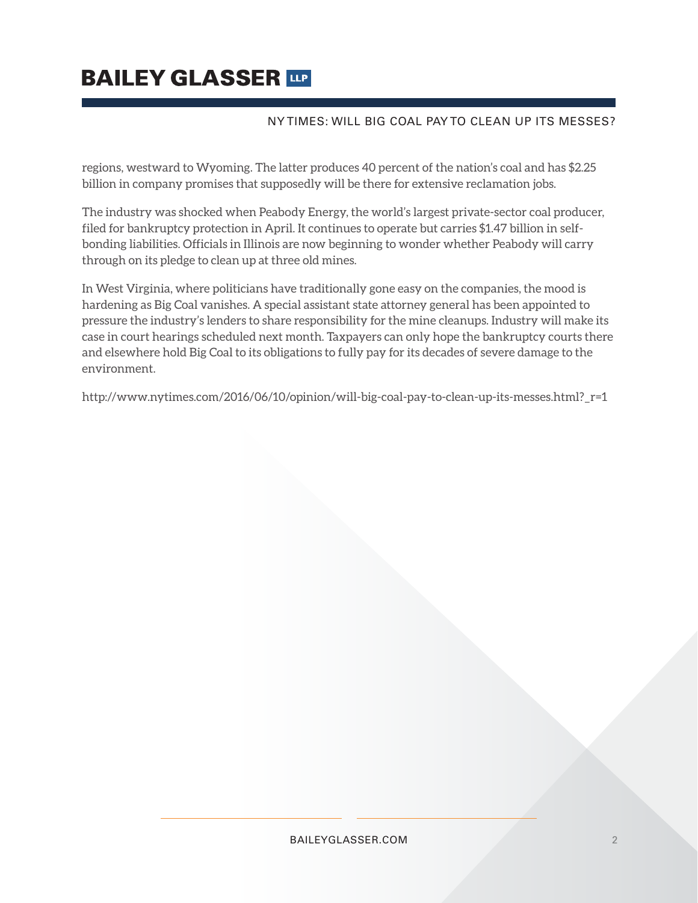regions, westward to Wyoming. The latter produces 40 percent of the nation's coal and has $2.25 billion in company promises that supposedly will be there for extensive reclamation jobs.

The industry was shocked when Peabody Energy, the world's largest private-sector coal producer, filed for bankruptcy protection in April. It continues to operate but carries $1.47 billion in self-bonding liabilities. Officials in Illinois are now beginning to wonder whether Peabody will carry through on its pledge to clean up at three old mines.

In West Virginia, where politicians have traditionally gone easy on the companies, the mood is hardening as Big Coal vanishes. A special assistant state attorney general has been appointed to pressure the industry's lenders to share responsibility for the mine cleanups. Industry will make its case in court hearings scheduled next month. Taxpayers can only hope the bankruptcy courts there and elsewhere hold Big Coal to its obligations to fully pay for its decades of severe damage to the environment.

http://www.nytimes.com/2016/06/10/opinion/will-big-coal-pay-to-clean-up-its-messes.html?_r=1